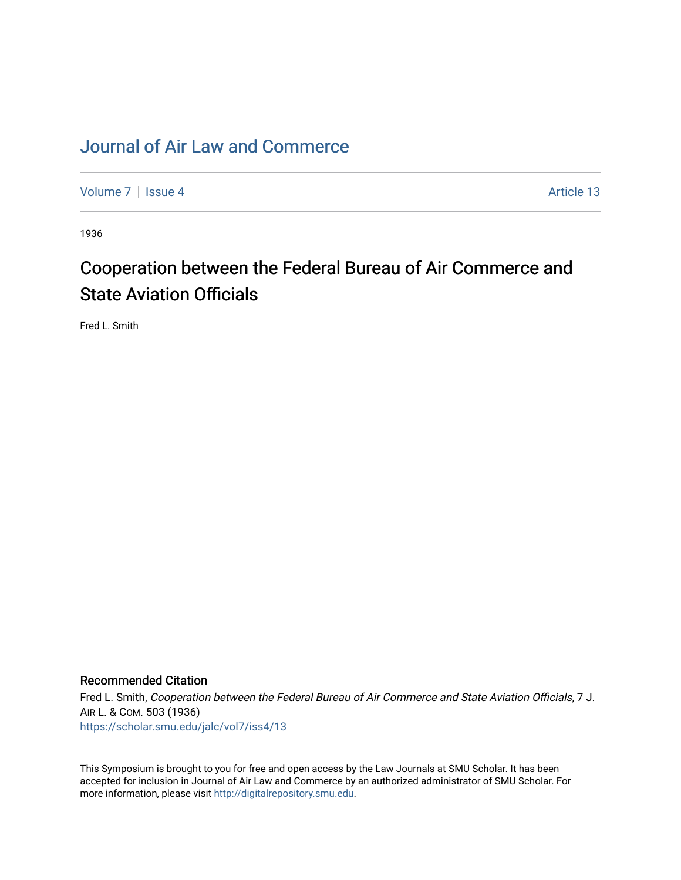# Journal of Air Law and Commerce

Volume 7 | Issue 4 Article 13

1936

## Cooperation between the Federal Bureau of Air Commerce and State Aviation Officials

Fred L. Smith

### Recommended Citation

Fred L. Smith, *Cooperation between the Federal Bureau of Air Commerce and State Aviation Officials*, 7 J. Air L. & Com. 503 (1936)
https://scholar.smu.edu/jalc/vol7/iss4/13

This Symposium is brought to you for free and open access by the Law Journals at SMU Scholar. It has been accepted for inclusion in Journal of Air Law and Commerce by an authorized administrator of SMU Scholar. For more information, please visit http://digitalrepository.smu.edu.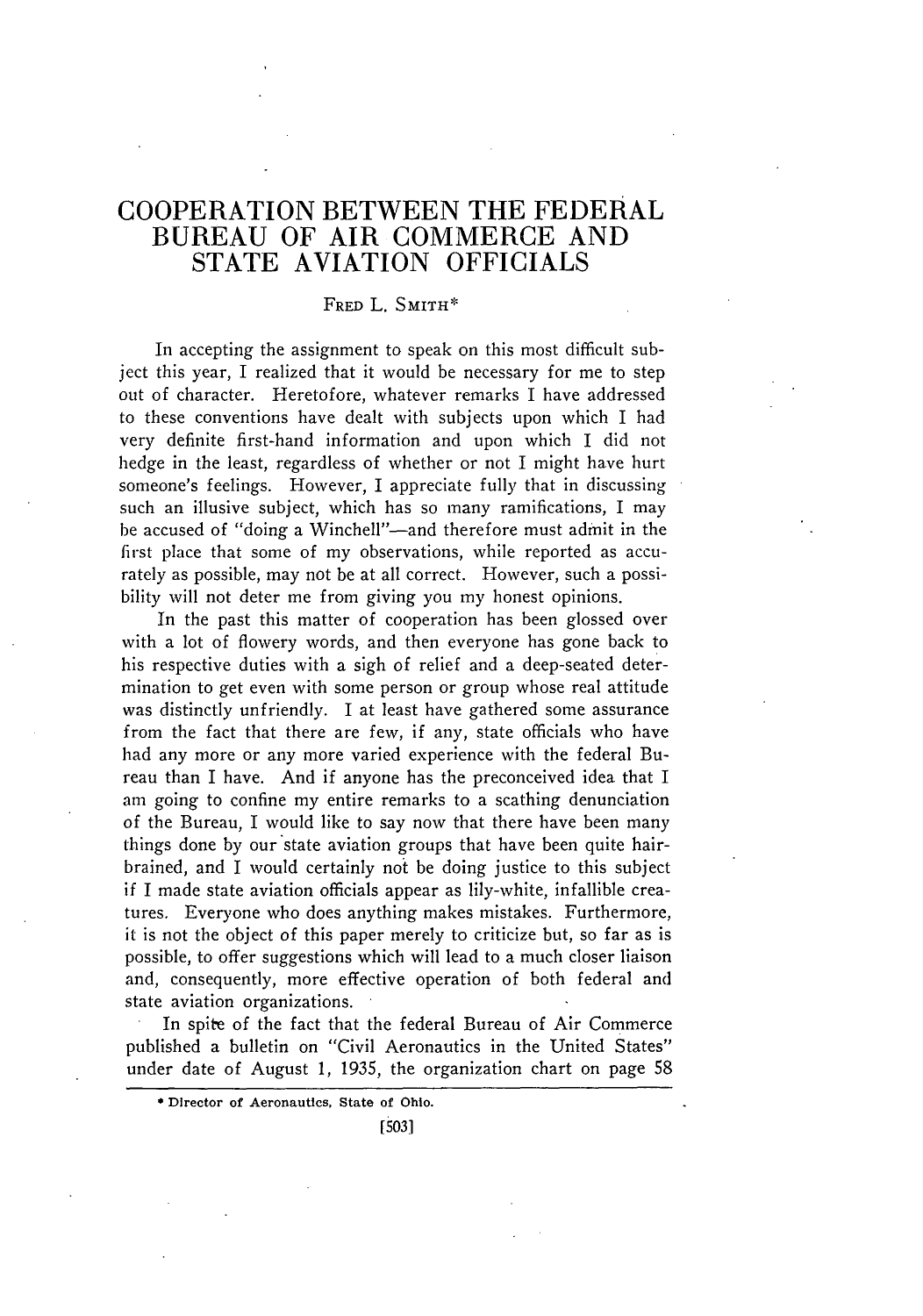# COOPERATION BETWEEN THE FEDERAL BUREAU OF AIR COMMERCE AND STATE AVIATION OFFICIALS

FRED L. SMITH*

In accepting the assignment to speak on this most difficult subject this year, I realized that it would be necessary for me to step out of character. Heretofore, whatever remarks I have addressed to these conventions have dealt with subjects upon which I had very definite first-hand information and upon which I did not hedge in the least, regardless of whether or not I might have hurt someone's feelings. However, I appreciate fully that in discussing such an illusive subject, which has so many ramifications, I may be accused of "doing a Winchell"—and therefore must admit in the first place that some of my observations, while reported as accurately as possible, may not be at all correct. However, such a possibility will not deter me from giving you my honest opinions.

In the past this matter of cooperation has been glossed over with a lot of flowery words, and then everyone has gone back to his respective duties with a sigh of relief and a deep-seated determination to get even with some person or group whose real attitude was distinctly unfriendly. I at least have gathered some assurance from the fact that there are few, if any, state officials who have had any more or any more varied experience with the federal Bureau than I have. And if anyone has the preconceived idea that I am going to confine my entire remarks to a scathing denunciation of the Bureau, I would like to say now that there have been many things done by our state aviation groups that have been quite hair-brained, and I would certainly not be doing justice to this subject if I made state aviation officials appear as lily-white, infallible creatures. Everyone who does anything makes mistakes. Furthermore, it is not the object of this paper merely to criticize but, so far as is possible, to offer suggestions which will lead to a much closer liaison and, consequently, more effective operation of both federal and state aviation organizations.

In spite of the fact that the federal Bureau of Air Commerce published a bulletin on "Civil Aeronautics in the United States" under date of August 1, 1935, the organization chart on page 58

---

* Director of Aeronautics, State of Ohio.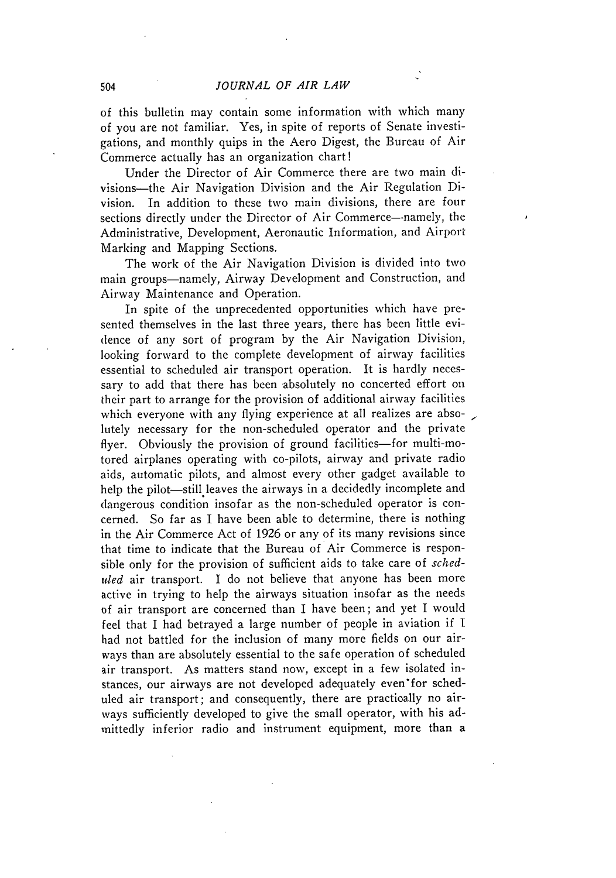of this bulletin may contain some information with which many of you are not familiar. Yes, in spite of reports of Senate investigations, and monthly quips in the Aero Digest, the Bureau of Air Commerce actually has an organization chart!

Under the Director of Air Commerce there are two main divisions—the Air Navigation Division and the Air Regulation Division. In addition to these two main divisions, there are four sections directly under the Director of Air Commerce—namely, the Administrative, Development, Aeronautic Information, and Airport Marking and Mapping Sections.

The work of the Air Navigation Division is divided into two main groups—namely, Airway Development and Construction, and Airway Maintenance and Operation.

In spite of the unprecedented opportunities which have presented themselves in the last three years, there has been little evidence of any sort of program by the Air Navigation Division, looking forward to the complete development of airway facilities essential to scheduled air transport operation. It is hardly necessary to add that there has been absolutely no concerted effort on their part to arrange for the provision of additional airway facilities which everyone with any flying experience at all realizes are absolutely necessary for the non-scheduled operator and the private flyer. Obviously the provision of ground facilities—for multi-motored airplanes operating with co-pilots, airway and private radio aids, automatic pilots, and almost every other gadget available to help the pilot—still leaves the airways in a decidedly incomplete and dangerous condition insofar as the non-scheduled operator is concerned. So far as I have been able to determine, there is nothing in the Air Commerce Act of 1926 or any of its many revisions since that time to indicate that the Bureau of Air Commerce is responsible only for the provision of sufficient aids to take care of *scheduled* air transport. I do not believe that anyone has been more active in trying to help the airways situation insofar as the needs of air transport are concerned than I have been; and yet I would feel that I had betrayed a large number of people in aviation if I had not battled for the inclusion of many more fields on our airways than are absolutely essential to the safe operation of scheduled air transport. As matters stand now, except in a few isolated instances, our airways are not developed adequately even for scheduled air transport; and consequently, there are practically no airways sufficiently developed to give the small operator, with his admittedly inferior radio and instrument equipment, more than a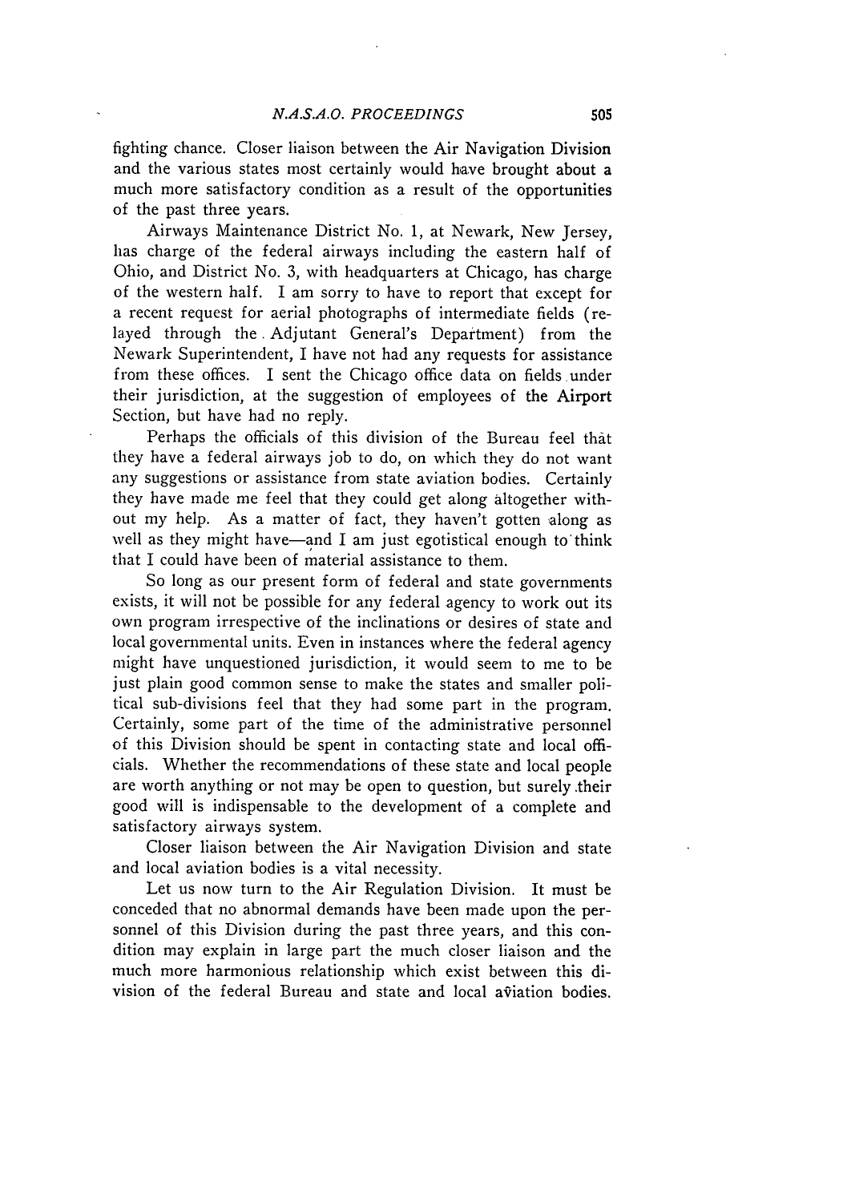fighting chance. Closer liaison between the Air Navigation Division and the various states most certainly would have brought about a much more satisfactory condition as a result of the opportunities of the past three years.

Airways Maintenance District No. 1, at Newark, New Jersey, has charge of the federal airways including the eastern half of Ohio, and District No. 3, with headquarters at Chicago, has charge of the western half. I am sorry to have to report that except for a recent request for aerial photographs of intermediate fields (relayed through the Adjutant General's Department) from the Newark Superintendent, I have not had any requests for assistance from these offices. I sent the Chicago office data on fields under their jurisdiction, at the suggestion of employees of the Airport Section, but have had no reply.

Perhaps the officials of this division of the Bureau feel that they have a federal airways job to do, on which they do not want any suggestions or assistance from state aviation bodies. Certainly they have made me feel that they could get along altogether without my help. As a matter of fact, they haven't gotten along as well as they might have—and I am just egotistical enough to think that I could have been of material assistance to them.

So long as our present form of federal and state governments exists, it will not be possible for any federal agency to work out its own program irrespective of the inclinations or desires of state and local governmental units. Even in instances where the federal agency might have unquestioned jurisdiction, it would seem to me to be just plain good common sense to make the states and smaller political sub-divisions feel that they had some part in the program. Certainly, some part of the time of the administrative personnel of this Division should be spent in contacting state and local officials. Whether the recommendations of these state and local people are worth anything or not may be open to question, but surely their good will is indispensable to the development of a complete and satisfactory airways system.

Closer liaison between the Air Navigation Division and state and local aviation bodies is a vital necessity.

Let us now turn to the Air Regulation Division. It must be conceded that no abnormal demands have been made upon the personnel of this Division during the past three years, and this condition may explain in large part the much closer liaison and the much more harmonious relationship which exist between this division of the federal Bureau and state and local aviation bodies.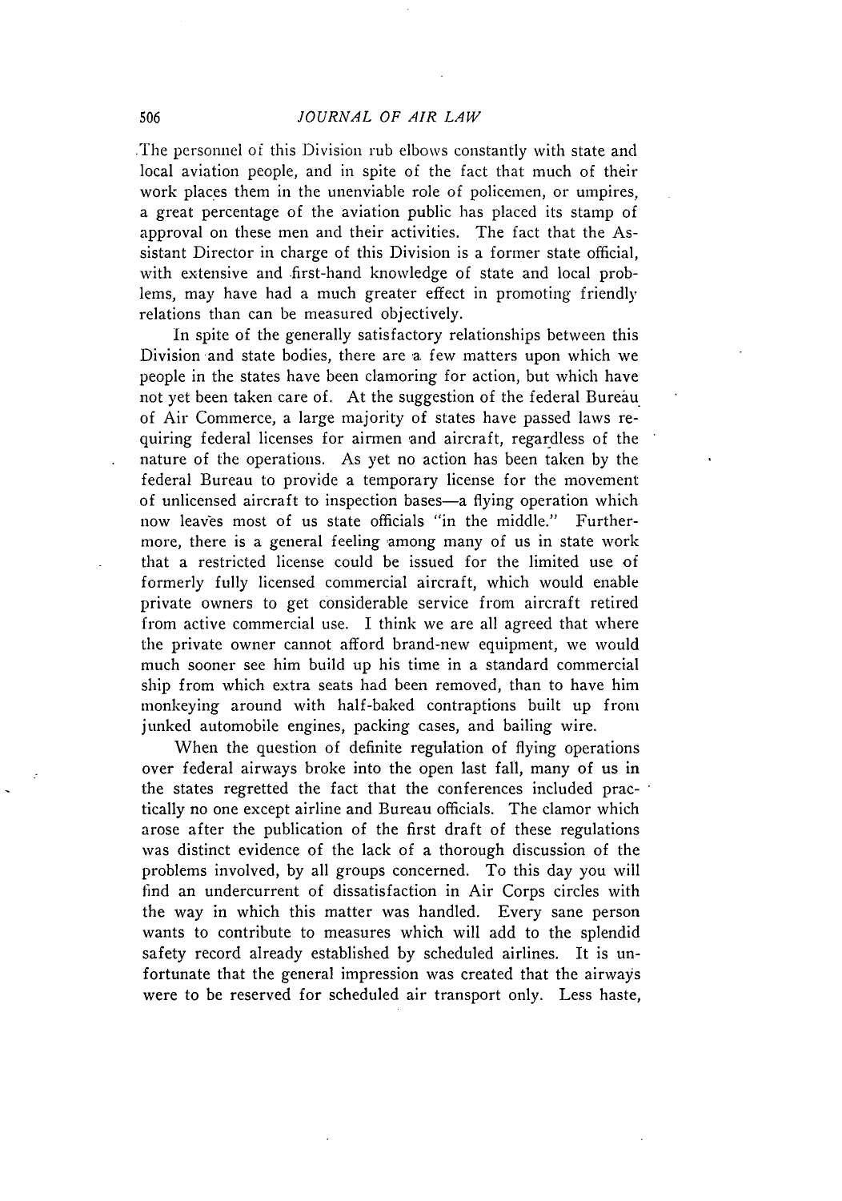The personnel of this Division rub elbows constantly with state and local aviation people, and in spite of the fact that much of their work places them in the unenviable role of policemen, or umpires, a great percentage of the aviation public has placed its stamp of approval on these men and their activities. The fact that the Assistant Director in charge of this Division is a former state official, with extensive and first-hand knowledge of state and local problems, may have had a much greater effect in promoting friendly relations than can be measured objectively.

In spite of the generally satisfactory relationships between this Division and state bodies, there are a few matters upon which we people in the states have been clamoring for action, but which have not yet been taken care of. At the suggestion of the federal Bureau of Air Commerce, a large majority of states have passed laws requiring federal licenses for airmen and aircraft, regardless of the nature of the operations. As yet no action has been taken by the federal Bureau to provide a temporary license for the movement of unlicensed aircraft to inspection bases—a flying operation which now leaves most of us state officials "in the middle." Furthermore, there is a general feeling among many of us in state work that a restricted license could be issued for the limited use of formerly fully licensed commercial aircraft, which would enable private owners to get considerable service from aircraft retired from active commercial use. I think we are all agreed that where the private owner cannot afford brand-new equipment, we would much sooner see him build up his time in a standard commercial ship from which extra seats had been removed, than to have him monkeying around with half-baked contraptions built up from junked automobile engines, packing cases, and bailing wire.

When the question of definite regulation of flying operations over federal airways broke into the open last fall, many of us in the states regretted the fact that the conferences included practically no one except airline and Bureau officials. The clamor which arose after the publication of the first draft of these regulations was distinct evidence of the lack of a thorough discussion of the problems involved, by all groups concerned. To this day you will find an undercurrent of dissatisfaction in Air Corps circles with the way in which this matter was handled. Every sane person wants to contribute to measures which will add to the splendid safety record already established by scheduled airlines. It is unfortunate that the general impression was created that the airways were to be reserved for scheduled air transport only. Less haste,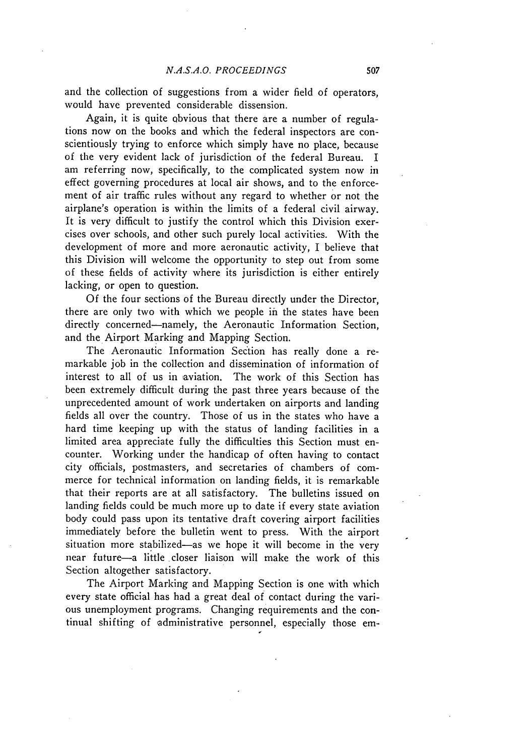and the collection of suggestions from a wider field of operators, would have prevented considerable dissension.

Again, it is quite obvious that there are a number of regulations now on the books and which the federal inspectors are conscientiously trying to enforce which simply have no place, because of the very evident lack of jurisdiction of the federal Bureau. I am referring now, specifically, to the complicated system now in effect governing procedures at local air shows, and to the enforcement of air traffic rules without any regard to whether or not the airplane's operation is within the limits of a federal civil airway. It is very difficult to justify the control which this Division exercises over schools, and other such purely local activities. With the development of more and more aeronautic activity, I believe that this Division will welcome the opportunity to step out from some of these fields of activity where its jurisdiction is either entirely lacking, or open to question.

Of the four sections of the Bureau directly under the Director, there are only two with which we people in the states have been directly concerned—namely, the Aeronautic Information Section, and the Airport Marking and Mapping Section.

The Aeronautic Information Section has really done a remarkable job in the collection and dissemination of information of interest to all of us in aviation. The work of this Section has been extremely difficult during the past three years because of the unprecedented amount of work undertaken on airports and landing fields all over the country. Those of us in the states who have a hard time keeping up with the status of landing facilities in a limited area appreciate fully the difficulties this Section must encounter. Working under the handicap of often having to contact city officials, postmasters, and secretaries of chambers of commerce for technical information on landing fields, it is remarkable that their reports are at all satisfactory. The bulletins issued on landing fields could be much more up to date if every state aviation body could pass upon its tentative draft covering airport facilities immediately before the bulletin went to press. With the airport situation more stabilized—as we hope it will become in the very near future—a little closer liaison will make the work of this Section altogether satisfactory.

The Airport Marking and Mapping Section is one with which every state official has had a great deal of contact during the various unemployment programs. Changing requirements and the continual shifting of administrative personnel, especially those em-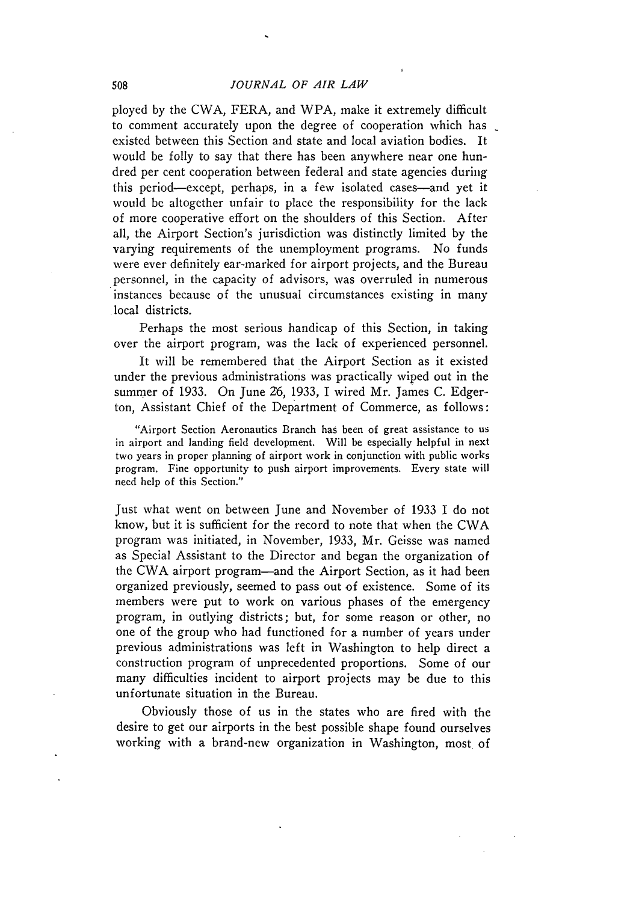ployed by the CWA, FERA, and WPA, make it extremely difficult to comment accurately upon the degree of cooperation which has existed between this Section and state and local aviation bodies. It would be folly to say that there has been anywhere near one hundred per cent cooperation between federal and state agencies during this period—except, perhaps, in a few isolated cases—and yet it would be altogether unfair to place the responsibility for the lack of more cooperative effort on the shoulders of this Section. After all, the Airport Section's jurisdiction was distinctly limited by the varying requirements of the unemployment programs. No funds were ever definitely ear-marked for airport projects, and the Bureau personnel, in the capacity of advisors, was overruled in numerous instances because of the unusual circumstances existing in many local districts.

Perhaps the most serious handicap of this Section, in taking over the airport program, was the lack of experienced personnel.

It will be remembered that the Airport Section as it existed under the previous administrations was practically wiped out in the summer of 1933. On June 26, 1933, I wired Mr. James C. Edgerton, Assistant Chief of the Department of Commerce, as follows:

> "Airport Section Aeronautics Branch has been of great assistance to us in airport and landing field development. Will be especially helpful in next two years in proper planning of airport work in conjunction with public works program. Fine opportunity to push airport improvements. Every state will need help of this Section."

Just what went on between June and November of 1933 I do not know, but it is sufficient for the record to note that when the CWA program was initiated, in November, 1933, Mr. Geisse was named as Special Assistant to the Director and began the organization of the CWA airport program—and the Airport Section, as it had been organized previously, seemed to pass out of existence. Some of its members were put to work on various phases of the emergency program, in outlying districts; but, for some reason or other, no one of the group who had functioned for a number of years under previous administrations was left in Washington to help direct a construction program of unprecedented proportions. Some of our many difficulties incident to airport projects may be due to this unfortunate situation in the Bureau.

Obviously those of us in the states who are fired with the desire to get our airports in the best possible shape found ourselves working with a brand-new organization in Washington, most of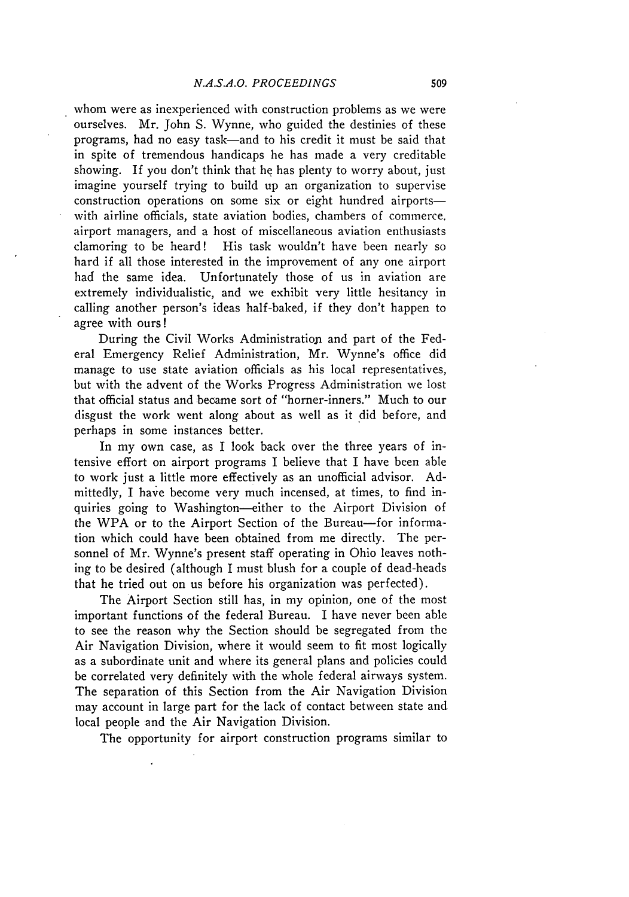whom were as inexperienced with construction problems as we were ourselves. Mr. John S. Wynne, who guided the destinies of these programs, had no easy task—and to his credit it must be said that in spite of tremendous handicaps he has made a very creditable showing. If you don't think that he has plenty to worry about, just imagine yourself trying to build up an organization to supervise construction operations on some six or eight hundred airports—with airline officials, state aviation bodies, chambers of commerce, airport managers, and a host of miscellaneous aviation enthusiasts clamoring to be heard! His task wouldn't have been nearly so hard if all those interested in the improvement of any one airport had the same idea. Unfortunately those of us in aviation are extremely individualistic, and we exhibit very little hesitancy in calling another person's ideas half-baked, if they don't happen to agree with ours!

During the Civil Works Administration and part of the Federal Emergency Relief Administration, Mr. Wynne's office did manage to use state aviation officials as his local representatives, but with the advent of the Works Progress Administration we lost that official status and became sort of "horner-inners." Much to our disgust the work went along about as well as it did before, and perhaps in some instances better.

In my own case, as I look back over the three years of intensive effort on airport programs I believe that I have been able to work just a little more effectively as an unofficial advisor. Admittedly, I have become very much incensed, at times, to find inquiries going to Washington—either to the Airport Division of the WPA or to the Airport Section of the Bureau—for information which could have been obtained from me directly. The personnel of Mr. Wynne's present staff operating in Ohio leaves nothing to be desired (although I must blush for a couple of dead-heads that he tried out on us before his organization was perfected).

The Airport Section still has, in my opinion, one of the most important functions of the federal Bureau. I have never been able to see the reason why the Section should be segregated from the Air Navigation Division, where it would seem to fit most logically as a subordinate unit and where its general plans and policies could be correlated very definitely with the whole federal airways system. The separation of this Section from the Air Navigation Division may account in large part for the lack of contact between state and local people and the Air Navigation Division.

The opportunity for airport construction programs similar to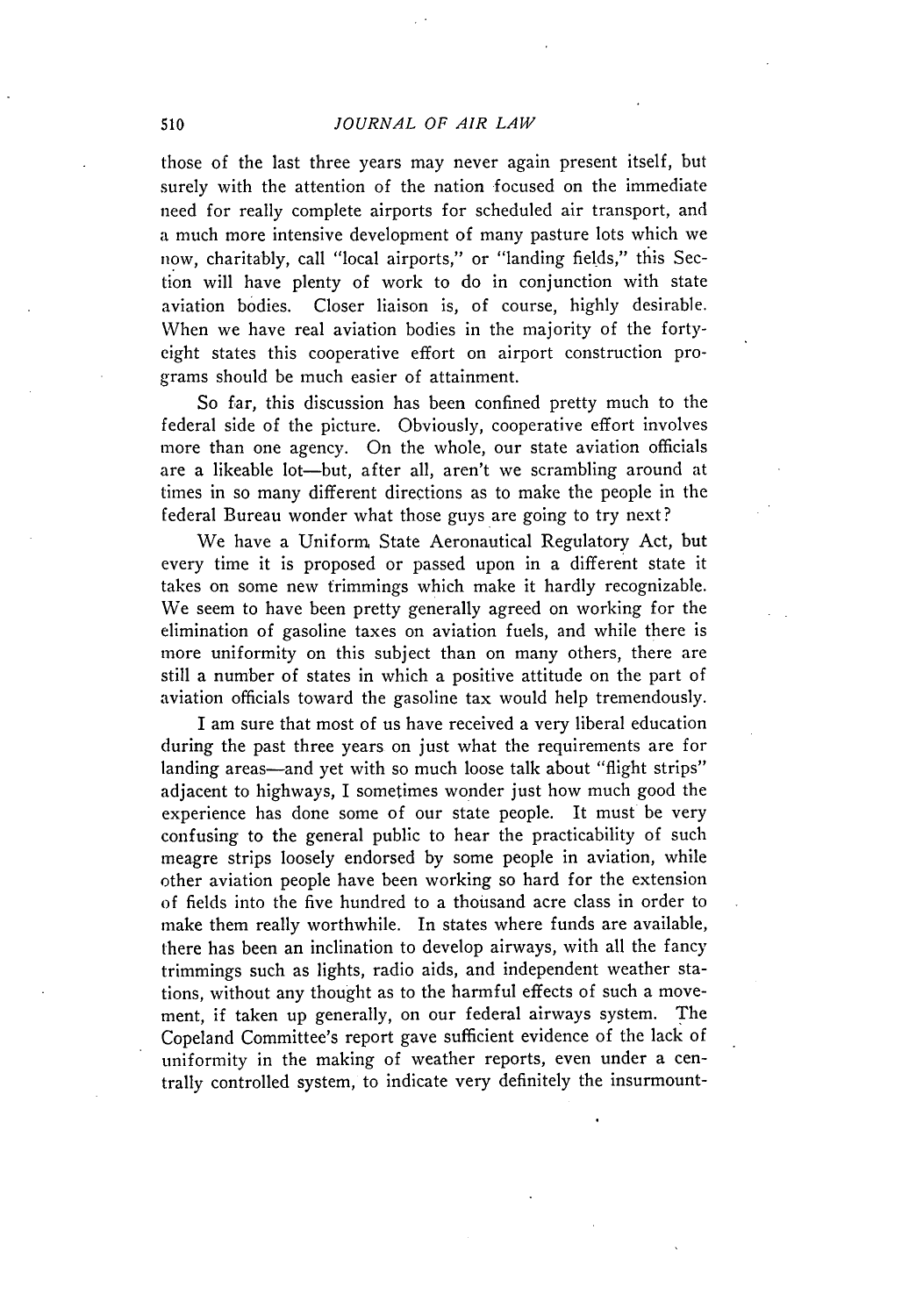those of the last three years may never again present itself, but surely with the attention of the nation focused on the immediate need for really complete airports for scheduled air transport, and a much more intensive development of many pasture lots which we now, charitably, call "local airports," or "landing fields," this Section will have plenty of work to do in conjunction with state aviation bodies. Closer liaison is, of course, highly desirable. When we have real aviation bodies in the majority of the forty-eight states this cooperative effort on airport construction programs should be much easier of attainment.

So far, this discussion has been confined pretty much to the federal side of the picture. Obviously, cooperative effort involves more than one agency. On the whole, our state aviation officials are a likeable lot—but, after all, aren't we scrambling around at times in so many different directions as to make the people in the federal Bureau wonder what those guys are going to try next?

We have a Uniform State Aeronautical Regulatory Act, but every time it is proposed or passed upon in a different state it takes on some new trimmings which make it hardly recognizable. We seem to have been pretty generally agreed on working for the elimination of gasoline taxes on aviation fuels, and while there is more uniformity on this subject than on many others, there are still a number of states in which a positive attitude on the part of aviation officials toward the gasoline tax would help tremendously.

I am sure that most of us have received a very liberal education during the past three years on just what the requirements are for landing areas—and yet with so much loose talk about "flight strips" adjacent to highways, I sometimes wonder just how much good the experience has done some of our state people. It must be very confusing to the general public to hear the practicability of such meagre strips loosely endorsed by some people in aviation, while other aviation people have been working so hard for the extension of fields into the five hundred to a thousand acre class in order to make them really worthwhile. In states where funds are available, there has been an inclination to develop airways, with all the fancy trimmings such as lights, radio aids, and independent weather stations, without any thought as to the harmful effects of such a movement, if taken up generally, on our federal airways system. The Copeland Committee's report gave sufficient evidence of the lack of uniformity in the making of weather reports, even under a centrally controlled system, to indicate very definitely the insurmount-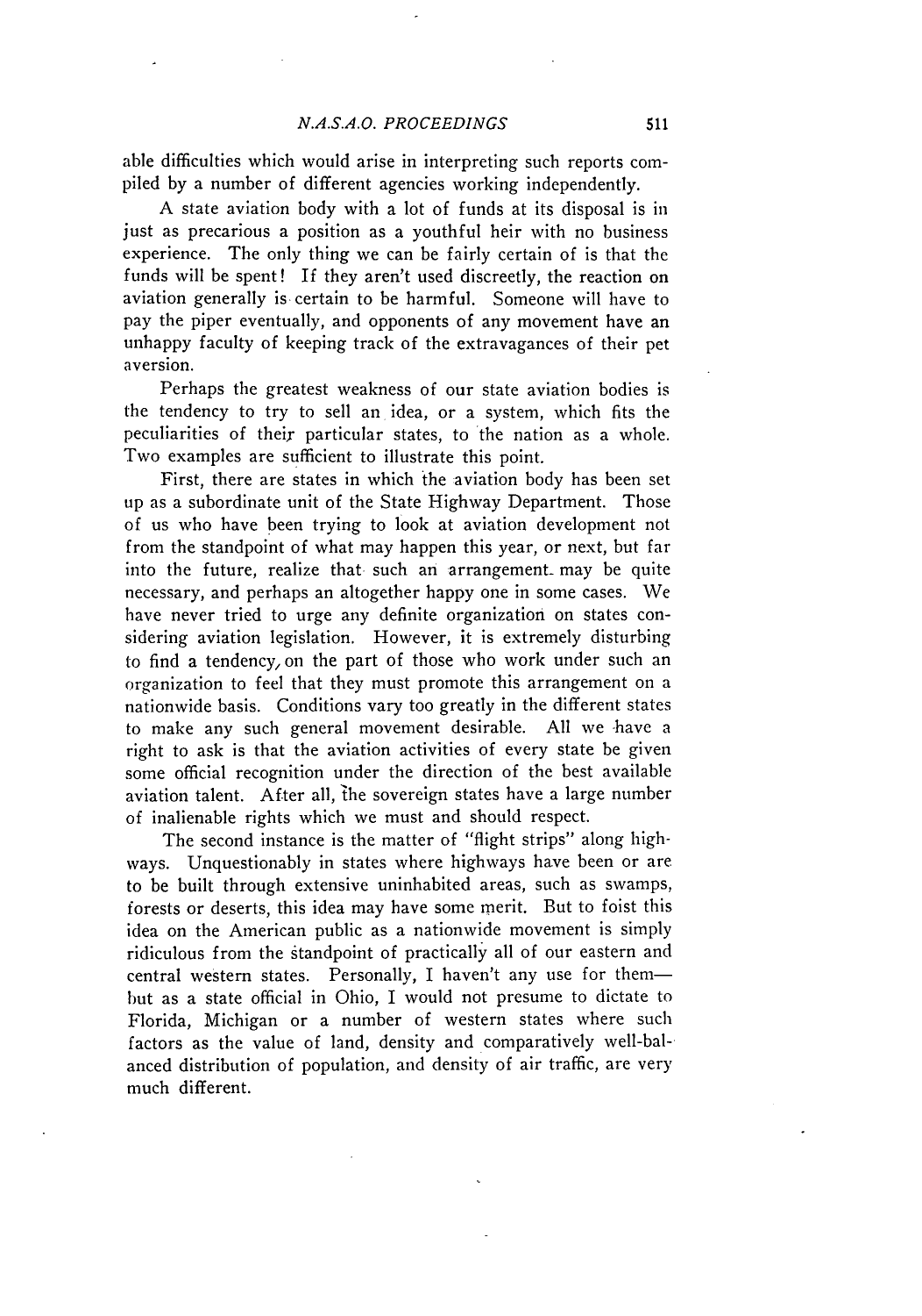able difficulties which would arise in interpreting such reports compiled by a number of different agencies working independently.

A state aviation body with a lot of funds at its disposal is in just as precarious a position as a youthful heir with no business experience. The only thing we can be fairly certain of is that the funds will be spent! If they aren't used discreetly, the reaction on aviation generally is certain to be harmful. Someone will have to pay the piper eventually, and opponents of any movement have an unhappy faculty of keeping track of the extravagances of their pet aversion.

Perhaps the greatest weakness of our state aviation bodies is the tendency to try to sell an idea, or a system, which fits the peculiarities of their particular states, to the nation as a whole. Two examples are sufficient to illustrate this point.

First, there are states in which the aviation body has been set up as a subordinate unit of the State Highway Department. Those of us who have been trying to look at aviation development not from the standpoint of what may happen this year, or next, but far into the future, realize that such an arrangement may be quite necessary, and perhaps an altogether happy one in some cases. We have never tried to urge any definite organization on states considering aviation legislation. However, it is extremely disturbing to find a tendency, on the part of those who work under such an organization to feel that they must promote this arrangement on a nationwide basis. Conditions vary too greatly in the different states to make any such general movement desirable. All we have a right to ask is that the aviation activities of every state be given some official recognition under the direction of the best available aviation talent. After all, the sovereign states have a large number of inalienable rights which we must and should respect.

The second instance is the matter of "flight strips" along highways. Unquestionably in states where highways have been or are to be built through extensive uninhabited areas, such as swamps, forests or deserts, this idea may have some merit. But to foist this idea on the American public as a nationwide movement is simply ridiculous from the standpoint of practically all of our eastern and central western states. Personally, I haven't any use for them—but as a state official in Ohio, I would not presume to dictate to Florida, Michigan or a number of western states where such factors as the value of land, density and comparatively well-balanced distribution of population, and density of air traffic, are very much different.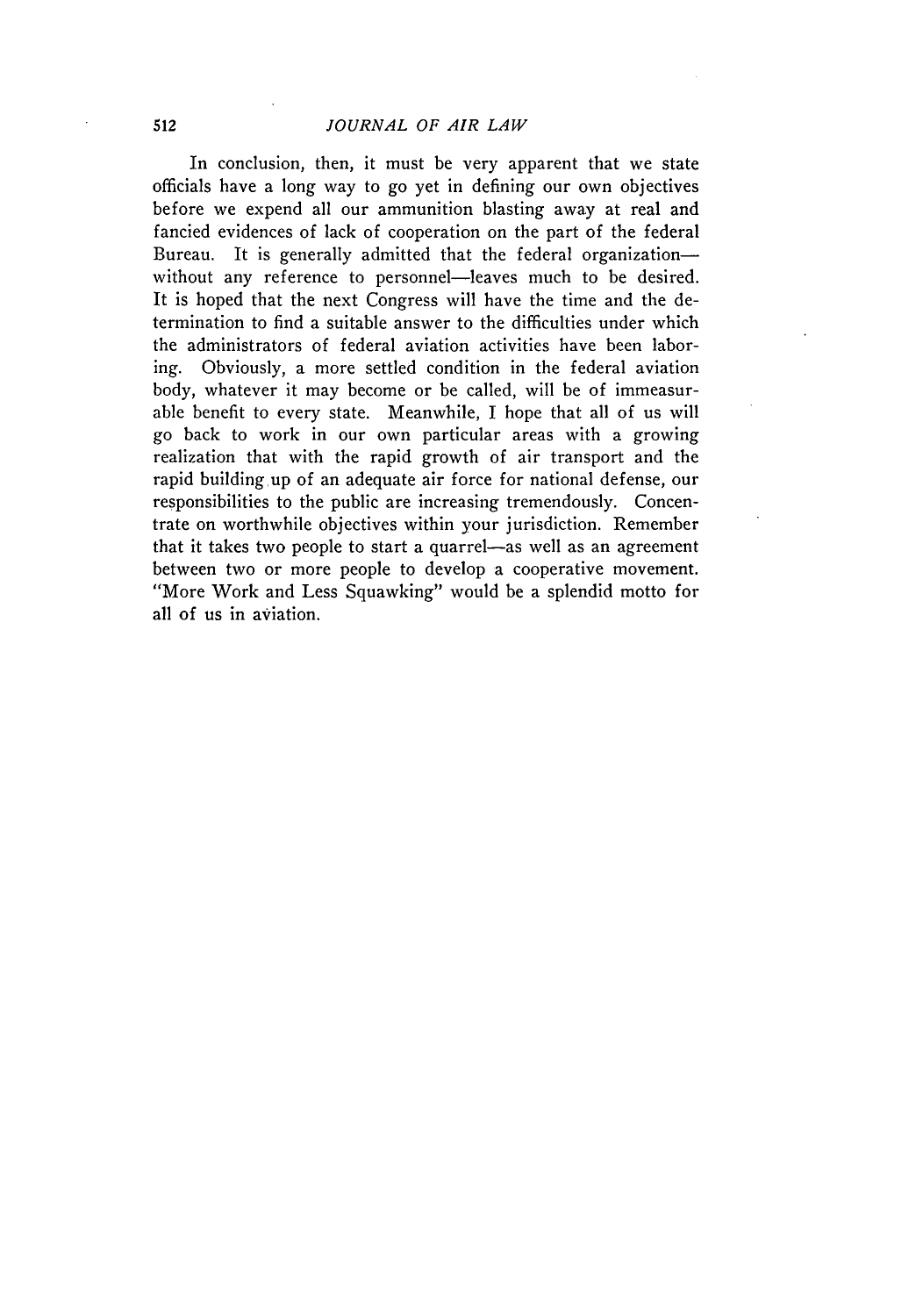In conclusion, then, it must be very apparent that we state officials have a long way to go yet in defining our own objectives before we expend all our ammunition blasting away at real and fancied evidences of lack of cooperation on the part of the federal Bureau. It is generally admitted that the federal organization—without any reference to personnel—leaves much to be desired. It is hoped that the next Congress will have the time and the determination to find a suitable answer to the difficulties under which the administrators of federal aviation activities have been laboring. Obviously, a more settled condition in the federal aviation body, whatever it may become or be called, will be of immeasurable benefit to every state. Meanwhile, I hope that all of us will go back to work in our own particular areas with a growing realization that with the rapid growth of air transport and the rapid building up of an adequate air force for national defense, our responsibilities to the public are increasing tremendously. Concentrate on worthwhile objectives within your jurisdiction. Remember that it takes two people to start a quarrel—as well as an agreement between two or more people to develop a cooperative movement. "More Work and Less Squawking" would be a splendid motto for all of us in aviation.